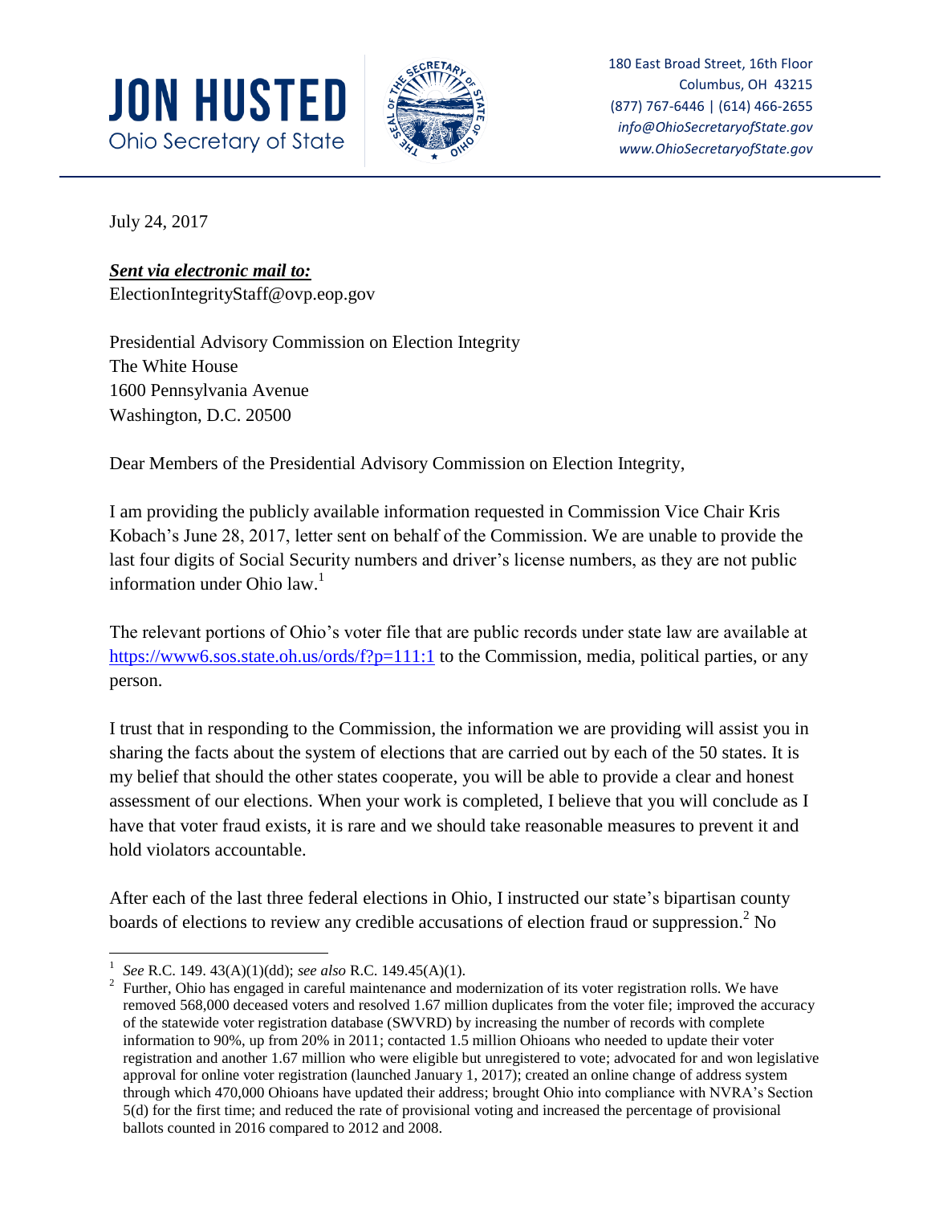**JON HUSTED**
Ohio Secretary of State

180 East Broad Street, 16th Floor
Columbus, OH 43215
(877) 767-6446 | (614) 466-2655
*info@OhioSecretaryofState.gov*
*www.OhioSecretaryofState.gov*

---

July 24, 2017

***Sent via electronic mail to:***
ElectionIntegrityStaff@ovp.eop.gov

Presidential Advisory Commission on Election Integrity
The White House
1600 Pennsylvania Avenue
Washington, D.C. 20500

Dear Members of the Presidential Advisory Commission on Election Integrity,

I am providing the publicly available information requested in Commission Vice Chair Kris Kobach's June 28, 2017, letter sent on behalf of the Commission. We are unable to provide the last four digits of Social Security numbers and driver's license numbers, as they are not public information under Ohio law.[1]

The relevant portions of Ohio's voter file that are public records under state law are available at https://www6.sos.state.oh.us/ords/f?p=111:1 to the Commission, media, political parties, or any person.

I trust that in responding to the Commission, the information we are providing will assist you in sharing the facts about the system of elections that are carried out by each of the 50 states. It is my belief that should the other states cooperate, you will be able to provide a clear and honest assessment of our elections. When your work is completed, I believe that you will conclude as I have that voter fraud exists, it is rare and we should take reasonable measures to prevent it and hold violators accountable.

After each of the last three federal elections in Ohio, I instructed our state's bipartisan county boards of elections to review any credible accusations of election fraud or suppression.[2] No

---

[1] *See* R.C. 149. 43(A)(1)(dd); *see also* R.C. 149.45(A)(1).

[2] Further, Ohio has engaged in careful maintenance and modernization of its voter registration rolls. We have removed 568,000 deceased voters and resolved 1.67 million duplicates from the voter file; improved the accuracy of the statewide voter registration database (SWVRD) by increasing the number of records with complete information to 90%, up from 20% in 2011; contacted 1.5 million Ohioans who needed to update their voter registration and another 1.67 million who were eligible but unregistered to vote; advocated for and won legislative approval for online voter registration (launched January 1, 2017); created an online change of address system through which 470,000 Ohioans have updated their address; brought Ohio into compliance with NVRA's Section 5(d) for the first time; and reduced the rate of provisional voting and increased the percentage of provisional ballots counted in 2016 compared to 2012 and 2008.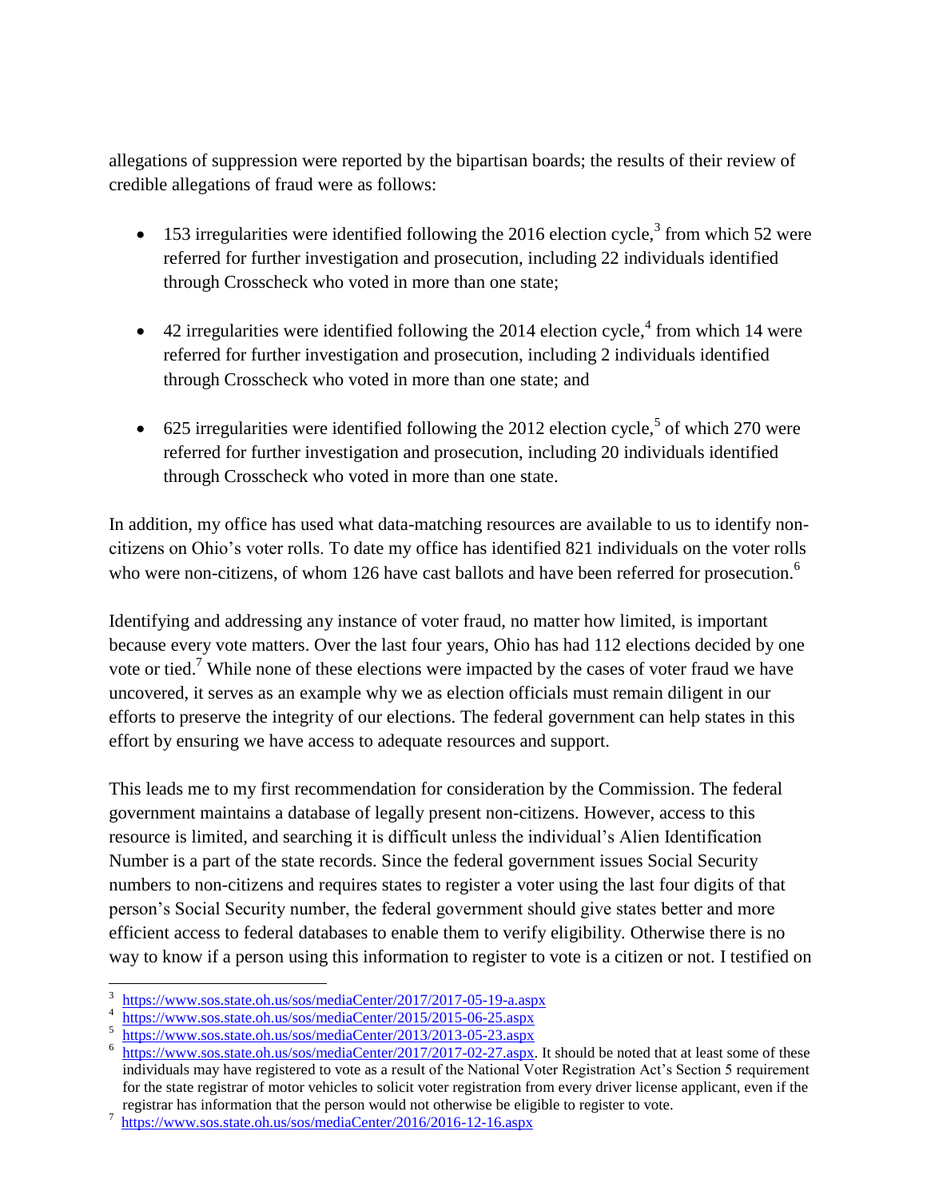allegations of suppression were reported by the bipartisan boards; the results of their review of credible allegations of fraud were as follows:

- 153 irregularities were identified following the 2016 election cycle,[3] from which 52 were referred for further investigation and prosecution, including 22 individuals identified through Crosscheck who voted in more than one state;
- 42 irregularities were identified following the 2014 election cycle,[4] from which 14 were referred for further investigation and prosecution, including 2 individuals identified through Crosscheck who voted in more than one state; and
- 625 irregularities were identified following the 2012 election cycle,[5] of which 270 were referred for further investigation and prosecution, including 20 individuals identified through Crosscheck who voted in more than one state.

In addition, my office has used what data-matching resources are available to us to identify non-citizens on Ohio's voter rolls. To date my office has identified 821 individuals on the voter rolls who were non-citizens, of whom 126 have cast ballots and have been referred for prosecution.[6]

Identifying and addressing any instance of voter fraud, no matter how limited, is important because every vote matters. Over the last four years, Ohio has had 112 elections decided by one vote or tied.[7] While none of these elections were impacted by the cases of voter fraud we have uncovered, it serves as an example why we as election officials must remain diligent in our efforts to preserve the integrity of our elections. The federal government can help states in this effort by ensuring we have access to adequate resources and support.

This leads me to my first recommendation for consideration by the Commission. The federal government maintains a database of legally present non-citizens. However, access to this resource is limited, and searching it is difficult unless the individual's Alien Identification Number is a part of the state records. Since the federal government issues Social Security numbers to non-citizens and requires states to register a voter using the last four digits of that person's Social Security number, the federal government should give states better and more efficient access to federal databases to enable them to verify eligibility. Otherwise there is no way to know if a person using this information to register to vote is a citizen or not. I testified on

---

[3] https://www.sos.state.oh.us/sos/mediaCenter/2017/2017-05-19-a.aspx

[4] https://www.sos.state.oh.us/sos/mediaCenter/2015/2015-06-25.aspx

[5] https://www.sos.state.oh.us/sos/mediaCenter/2013/2013-05-23.aspx

[6] https://www.sos.state.oh.us/sos/mediaCenter/2017/2017-02-27.aspx. It should be noted that at least some of these individuals may have registered to vote as a result of the National Voter Registration Act's Section 5 requirement for the state registrar of motor vehicles to solicit voter registration from every driver license applicant, even if the registrar has information that the person would not otherwise be eligible to register to vote.

[7] https://www.sos.state.oh.us/sos/mediaCenter/2016/2016-12-16.aspx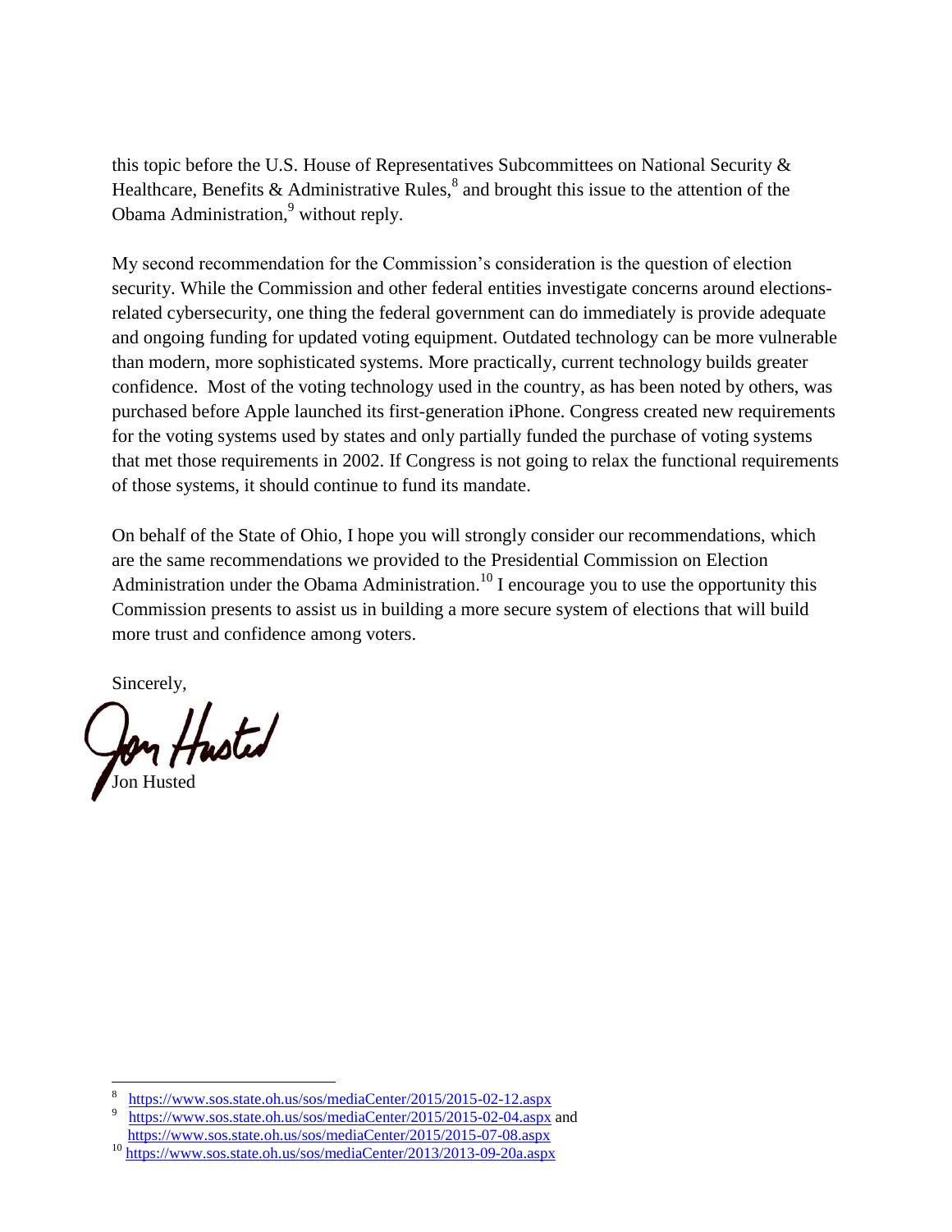this topic before the U.S. House of Representatives Subcommittees on National Security & Healthcare, Benefits & Administrative Rules,[8] and brought this issue to the attention of the Obama Administration,[9] without reply.

My second recommendation for the Commission's consideration is the question of election security. While the Commission and other federal entities investigate concerns around elections-related cybersecurity, one thing the federal government can do immediately is provide adequate and ongoing funding for updated voting equipment. Outdated technology can be more vulnerable than modern, more sophisticated systems. More practically, current technology builds greater confidence. Most of the voting technology used in the country, as has been noted by others, was purchased before Apple launched its first-generation iPhone. Congress created new requirements for the voting systems used by states and only partially funded the purchase of voting systems that met those requirements in 2002. If Congress is not going to relax the functional requirements of those systems, it should continue to fund its mandate.

On behalf of the State of Ohio, I hope you will strongly consider our recommendations, which are the same recommendations we provided to the Presidential Commission on Election Administration under the Obama Administration.[10] I encourage you to use the opportunity this Commission presents to assist us in building a more secure system of elections that will build more trust and confidence among voters.

Sincerely,

Jon Husted

---

[8] https://www.sos.state.oh.us/sos/mediaCenter/2015/2015-02-12.aspx

[9] https://www.sos.state.oh.us/sos/mediaCenter/2015/2015-02-04.aspx and https://www.sos.state.oh.us/sos/mediaCenter/2015/2015-07-08.aspx

[10] https://www.sos.state.oh.us/sos/mediaCenter/2013/2013-09-20a.aspx